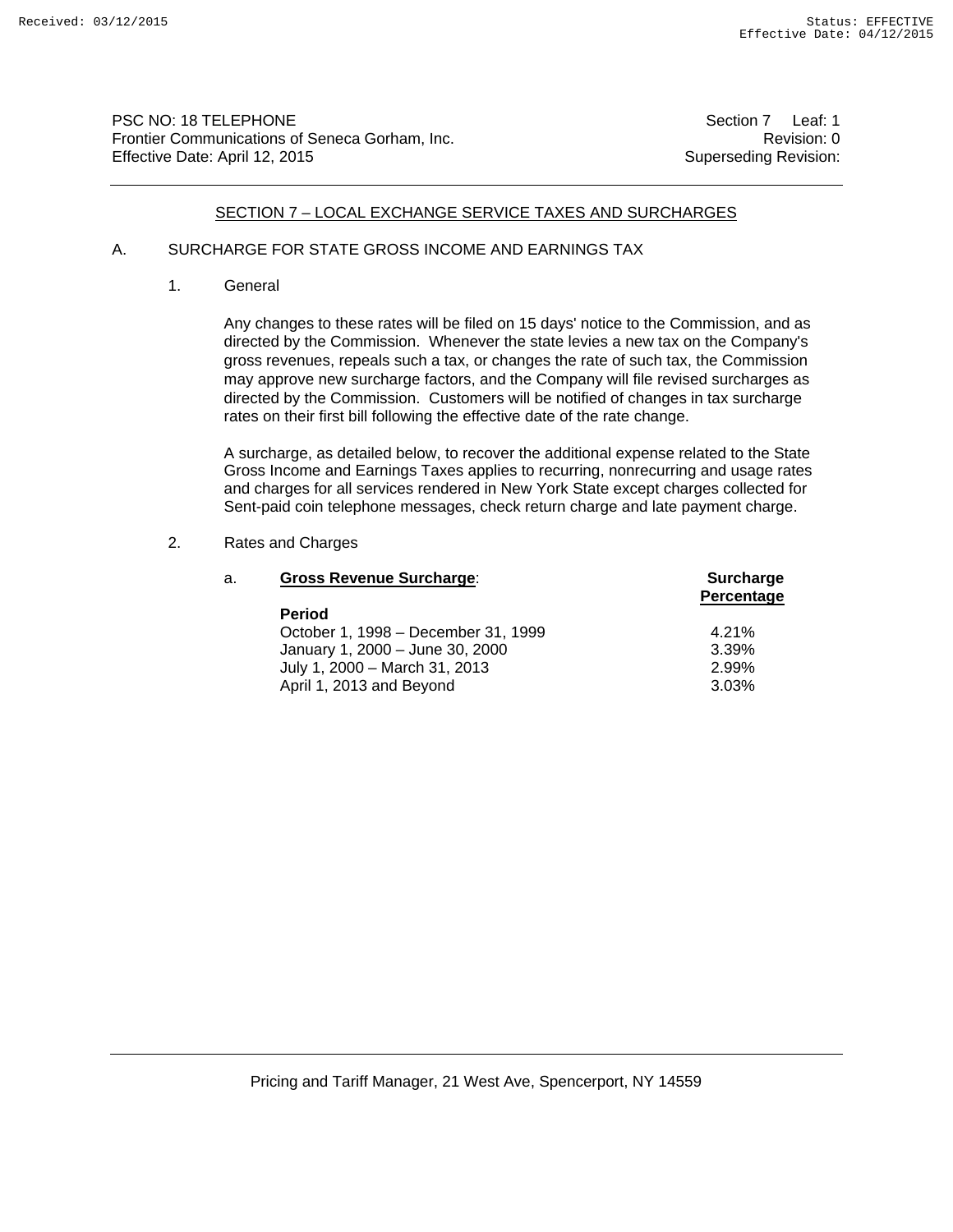PSC NO: 18 TELEPHONE
Frontier Communications of Seneca Gorham, Inc.
Effective Date: April 12, 2015

Section 7 Leaf: 1
Revision: 0
Superseding Revision:

## SECTION 7 – LOCAL EXCHANGE SERVICE TAXES AND SURCHARGES

A. SURCHARGE FOR STATE GROSS INCOME AND EARNINGS TAX

1. General

   Any changes to these rates will be filed on 15 days' notice to the Commission, and as directed by the Commission. Whenever the state levies a new tax on the Company's gross revenues, repeals such a tax, or changes the rate of such tax, the Commission may approve new surcharge factors, and the Company will file revised surcharges as directed by the Commission. Customers will be notified of changes in tax surcharge rates on their first bill following the effective date of the rate change.

   A surcharge, as detailed below, to recover the additional expense related to the State Gross Income and Earnings Taxes applies to recurring, nonrecurring and usage rates and charges for all services rendered in New York State except charges collected for Sent-paid coin telephone messages, check return charge and late payment charge.

2. Rates and Charges

   a. **Gross Revenue Surcharge**:

| Period | Surcharge Percentage |
|---|---|
| October 1, 1998 – December 31, 1999 | 4.21% |
| January 1, 2000 – June 30, 2000 | 3.39% |
| July 1, 2000 – March 31, 2013 | 2.99% |
| April 1, 2013 and Beyond | 3.03% |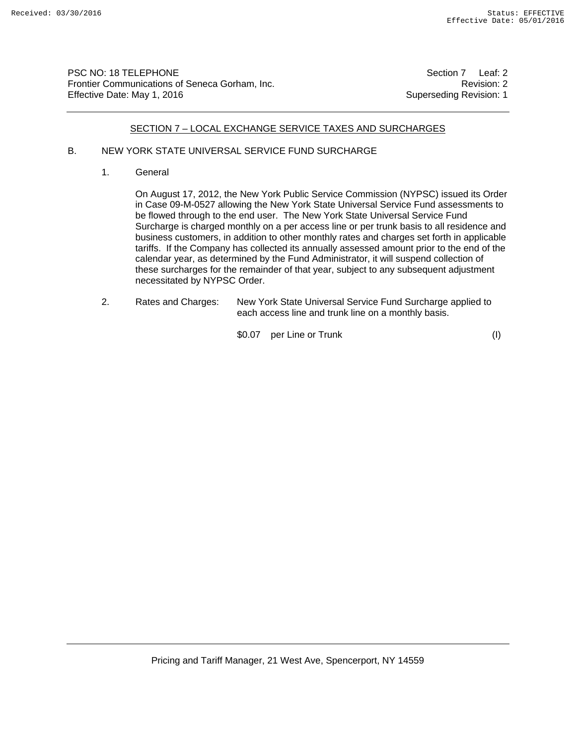PSC NO: 18 TELEPHONE — Section 7 Leaf: 2
Frontier Communications of Seneca Gorham, Inc. — Revision: 2
Effective Date: May 1, 2016 — Superseding Revision: 1

## SECTION 7 – LOCAL EXCHANGE SERVICE TAXES AND SURCHARGES

### B. NEW YORK STATE UNIVERSAL SERVICE FUND SURCHARGE

1. General

   On August 17, 2012, the New York Public Service Commission (NYPSC) issued its Order in Case 09-M-0527 allowing the New York State Universal Service Fund assessments to be flowed through to the end user. The New York State Universal Service Fund Surcharge is charged monthly on a per access line or per trunk basis to all residence and business customers, in addition to other monthly rates and charges set forth in applicable tariffs. If the Company has collected its annually assessed amount prior to the end of the calendar year, as determined by the Fund Administrator, it will suspend collection of these surcharges for the remainder of that year, subject to any subsequent adjustment necessitated by NYPSC Order.

2. Rates and Charges: New York State Universal Service Fund Surcharge applied to each access line and trunk line on a monthly basis.

   $0.07 per Line or Trunk (I)

Pricing and Tariff Manager, 21 West Ave, Spencerport, NY 14559